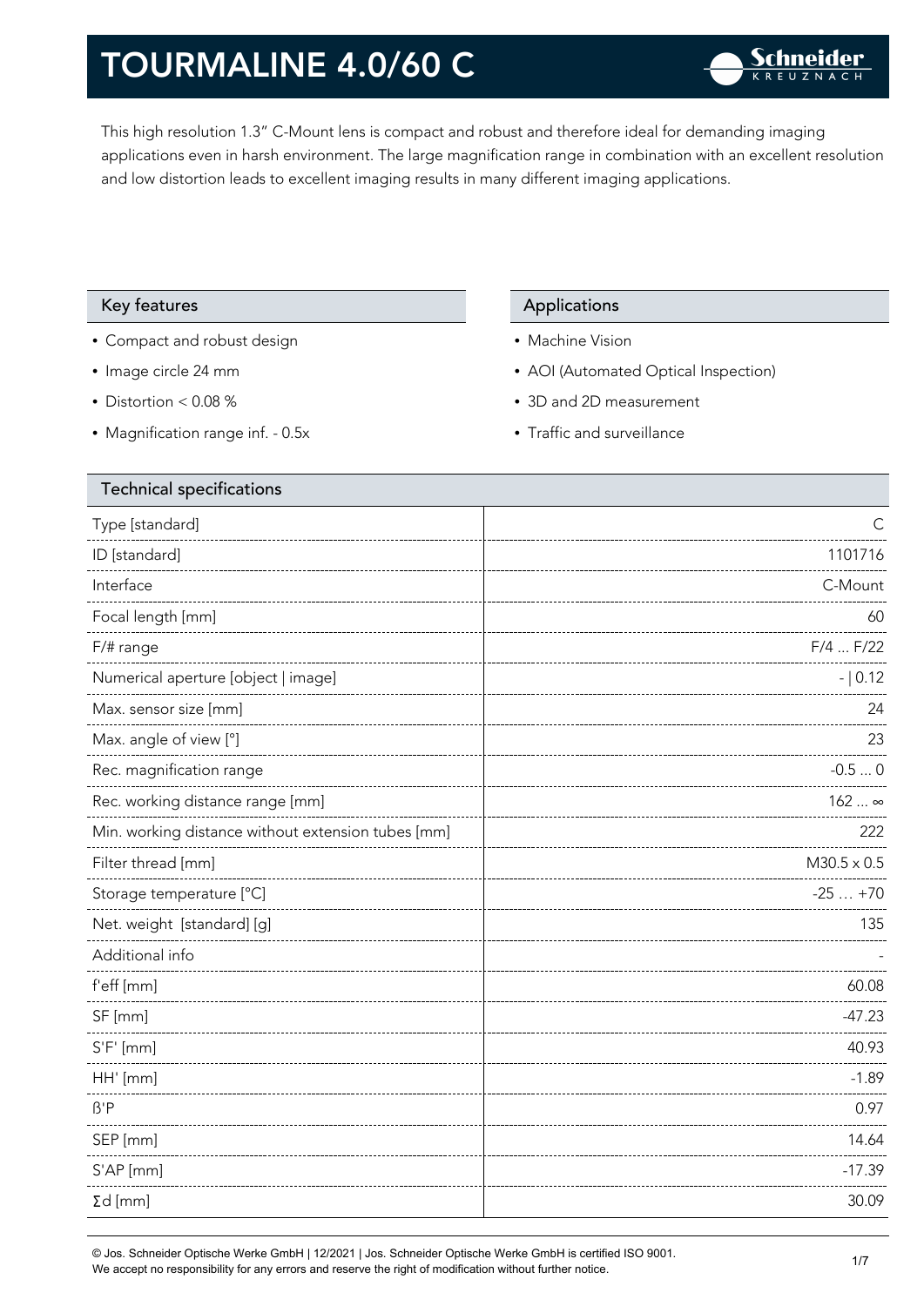# TOURMALINE 4.0/60 C

This high resolution 1.3" C-Mount lens is compact and robust and therefore ideal for demanding imaging applications even in harsh environment. The large magnification range in combination with an excellent resolution and low distortion leads to excellent imaging results in many different imaging applications.

## Key features

- Compact and robust design
- Image circle 24 mm
- Distortion < 0.08 %
- Magnification range inf. - 0.5x

## Applications

- Machine Vision
- AOI (Automated Optical Inspection)
- 3D and 2D measurement
- Traffic and surveillance

## Technical specifications

| Parameter | Value |
|---|---|
| Type [standard] | C |
| ID [standard] | 1101716 |
| Interface | C-Mount |
| Focal length [mm] | 60 |
| F/# range | F/4 ... F/22 |
| Numerical aperture [object \| image] | - \| 0.12 |
| Max. sensor size [mm] | 24 |
| Max. angle of view [°] | 23 |
| Rec. magnification range | -0.5 ... 0 |
| Rec. working distance range [mm] | 162 ... ∞ |
| Min. working distance without extension tubes [mm] | 222 |
| Filter thread [mm] | M30.5 x 0.5 |
| Storage temperature [°C] | -25 … +70 |
| Net. weight [standard] [g] | 135 |
| Additional info | - |
| f'eff [mm] | 60.08 |
| SF [mm] | -47.23 |
| S'F' [mm] | 40.93 |
| HH' [mm] | -1.89 |
| ß'P | 0.97 |
| SEP [mm] | 14.64 |
| S'AP [mm] | -17.39 |
| Σd [mm] | 30.09 |

© Jos. Schneider Optische Werke GmbH | 12/2021 | Jos. Schneider Optische Werke GmbH is certified ISO 9001.
We accept no responsibility for any errors and reserve the right of modification without further notice.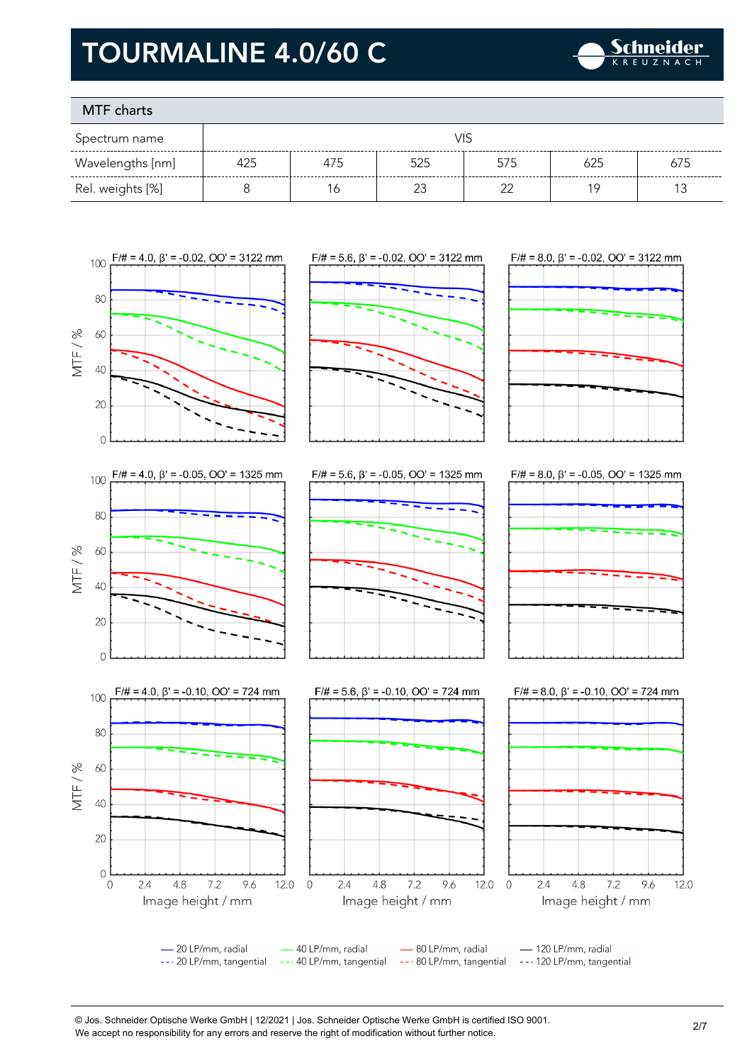# TOURMALINE 4.0/60 C

## MTF charts

| Spectrum name | VIS | | | | | |
|---|---|---|---|---|---|---|
| Wavelengths [nm] | 425 | 475 | 525 | 575 | 625 | 675 |
| Rel. weights [%] | 8 | 16 | 23 | 22 | 19 | 13 |

F/# = 4.0, β' = -0.02, OO' = 3122 mm

F/# = 5.6, β' = -0.02, OO' = 3122 mm

F/# = 8.0, β' = -0.02, OO' = 3122 mm

F/# = 4.0, β' = -0.05, OO' = 1325 mm

F/# = 5.6, β' = -0.05, OO' = 1325 mm

F/# = 8.0, β' = -0.05, OO' = 1325 mm

F/# = 4.0, β' = -0.10, OO' = 724 mm

F/# = 5.6, β' = -0.10, OO' = 724 mm

F/# = 8.0, β' = -0.10, OO' = 724 mm

MTF / %

Image height / mm

— 20 LP/mm, radial
--- 20 LP/mm, tangential
— 40 LP/mm, radial
--- 40 LP/mm, tangential
— 80 LP/mm, radial
--- 80 LP/mm, tangential
— 120 LP/mm, radial
--- 120 LP/mm, tangential

© Jos. Schneider Optische Werke GmbH | 12/2021 | Jos. Schneider Optische Werke GmbH is certified ISO 9001.
We accept no responsibility for any errors and reserve the right of modification without further notice.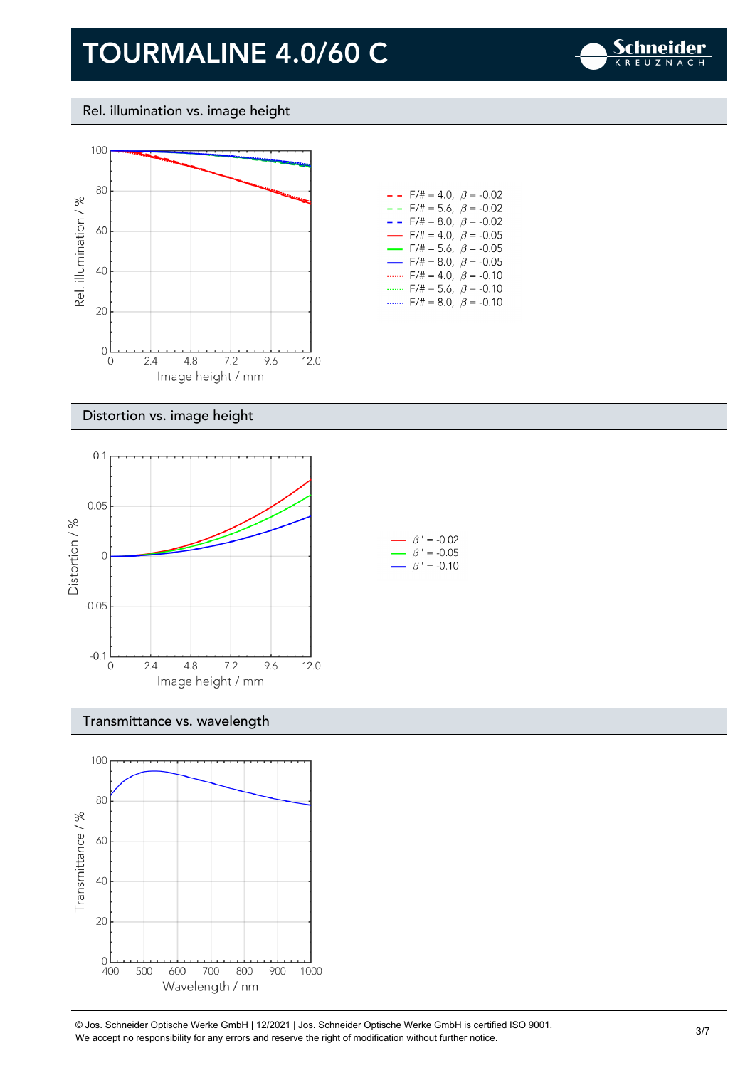# TOURMALINE 4.0/60 C

## Rel. illumination vs. image height

Rel. illumination / %

Image height / mm

- F/# = 4.0, $\beta$ = -0.02
- F/# = 5.6, $\beta$ = -0.02
- F/# = 8.0, $\beta$ = -0.02
- F/# = 4.0, $\beta$ = -0.05
- F/# = 5.6, $\beta$ = -0.05
- F/# = 8.0, $\beta$ = -0.05
- F/# = 4.0, $\beta$ = -0.10
- F/# = 5.6, $\beta$ = -0.10
- F/# = 8.0, $\beta$ = -0.10

## Distortion vs. image height

Distortion / %

Image height / mm

- $\beta'$ = -0.02
- $\beta'$ = -0.05
- $\beta'$ = -0.10

## Transmittance vs. wavelength

Transmittance / %

Wavelength / nm

© Jos. Schneider Optische Werke GmbH | 12/2021 | Jos. Schneider Optische Werke GmbH is certified ISO 9001.
We accept no responsibility for any errors and reserve the right of modification without further notice.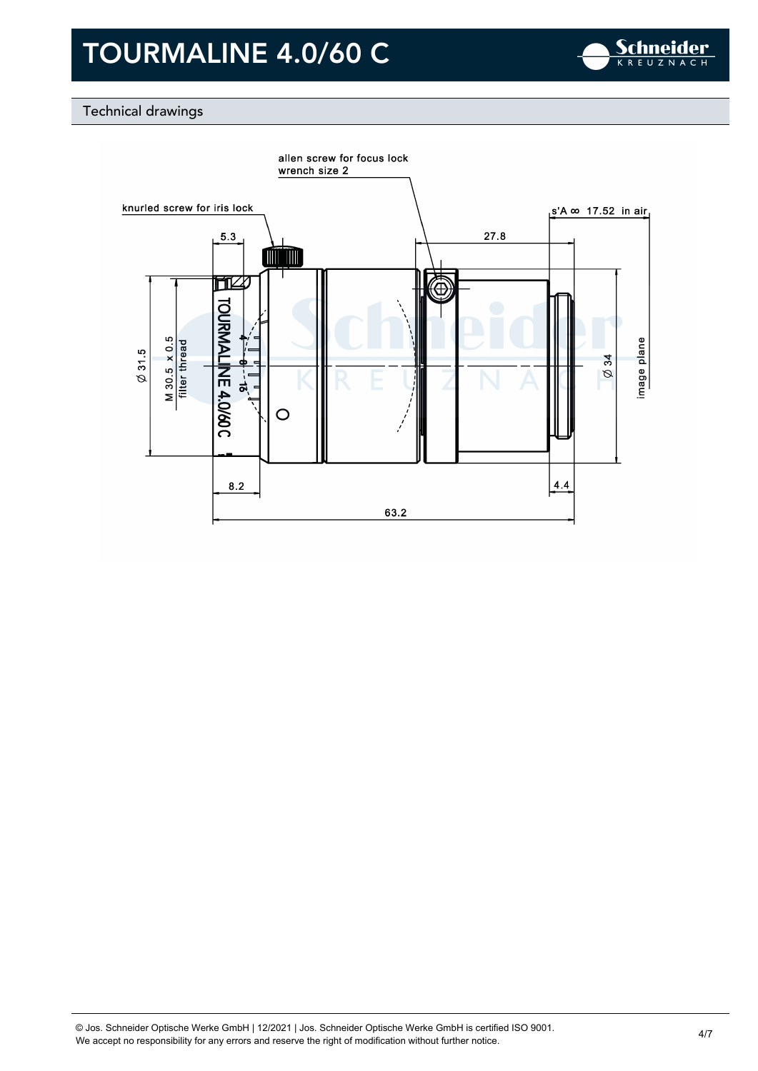# TOURMALINE 4.0/60 C

## Technical drawings

allen screw for focus lock
wrench size 2

knurled screw for iris lock

s'A ∞ 17.52 in air

5.3

27.8

Ø 31.5

M 30.5 x 0.5
filter thread

Ø 34

image plane

8.2

4.4

63.2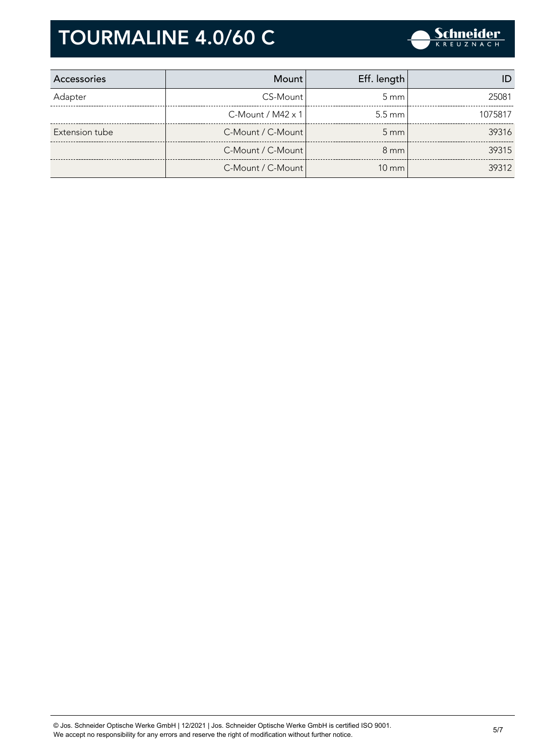# TOURMALINE 4.0/60 C

| Accessories | Mount | Eff. length | ID |
|---|---|---|---|
| Adapter | CS-Mount | 5 mm | 25081 |
| | C-Mount / M42 x 1 | 5.5 mm | 1075817 |
| Extension tube | C-Mount / C-Mount | 5 mm | 39316 |
| | C-Mount / C-Mount | 8 mm | 39315 |
| | C-Mount / C-Mount | 10 mm | 39312 |

© Jos. Schneider Optische Werke GmbH | 12/2021 | Jos. Schneider Optische Werke GmbH is certified ISO 9001.
We accept no responsibility for any errors and reserve the right of modification without further notice.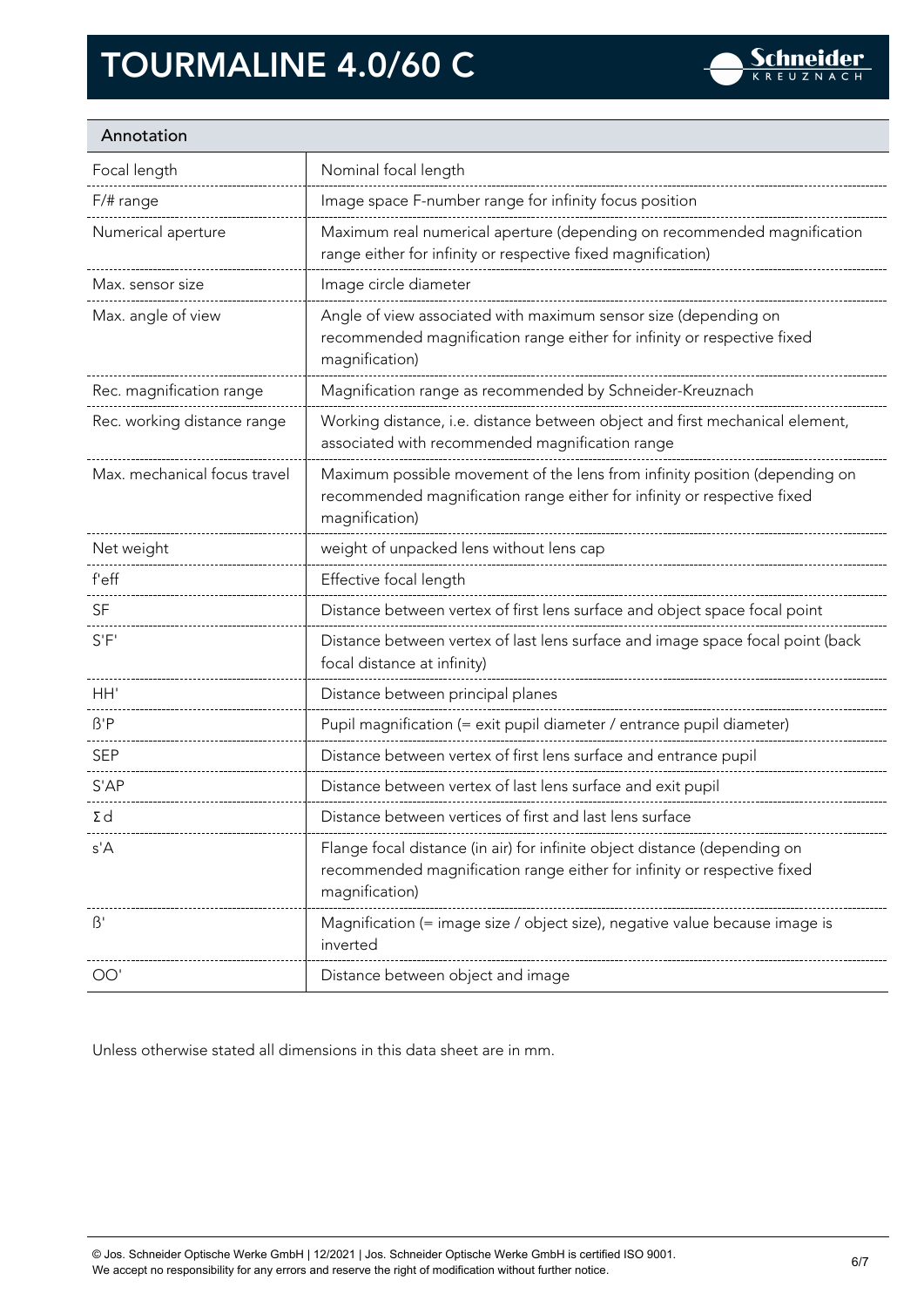# TOURMALINE 4.0/60 C

| Annotation | |
|---|---|
| Focal length | Nominal focal length |
| F/# range | Image space F-number range for infinity focus position |
| Numerical aperture | Maximum real numerical aperture (depending on recommended magnification range either for infinity or respective fixed magnification) |
| Max. sensor size | Image circle diameter |
| Max. angle of view | Angle of view associated with maximum sensor size (depending on recommended magnification range either for infinity or respective fixed magnification) |
| Rec. magnification range | Magnification range as recommended by Schneider-Kreuznach |
| Rec. working distance range | Working distance, i.e. distance between object and first mechanical element, associated with recommended magnification range |
| Max. mechanical focus travel | Maximum possible movement of the lens from infinity position (depending on recommended magnification range either for infinity or respective fixed magnification) |
| Net weight | weight of unpacked lens without lens cap |
| f'eff | Effective focal length |
| SF | Distance between vertex of first lens surface and object space focal point |
| S'F' | Distance between vertex of last lens surface and image space focal point (back focal distance at infinity) |
| HH' | Distance between principal planes |
| ß'P | Pupil magnification (= exit pupil diameter / entrance pupil diameter) |
| SEP | Distance between vertex of first lens surface and entrance pupil |
| S'AP | Distance between vertex of last lens surface and exit pupil |
| Σ d | Distance between vertices of first and last lens surface |
| s'A | Flange focal distance (in air) for infinite object distance (depending on recommended magnification range either for infinity or respective fixed magnification) |
| ß' | Magnification (= image size / object size), negative value because image is inverted |
| OO' | Distance between object and image |

Unless otherwise stated all dimensions in this data sheet are in mm.

© Jos. Schneider Optische Werke GmbH | 12/2021 | Jos. Schneider Optische Werke GmbH is certified ISO 9001.
We accept no responsibility for any errors and reserve the right of modification without further notice.